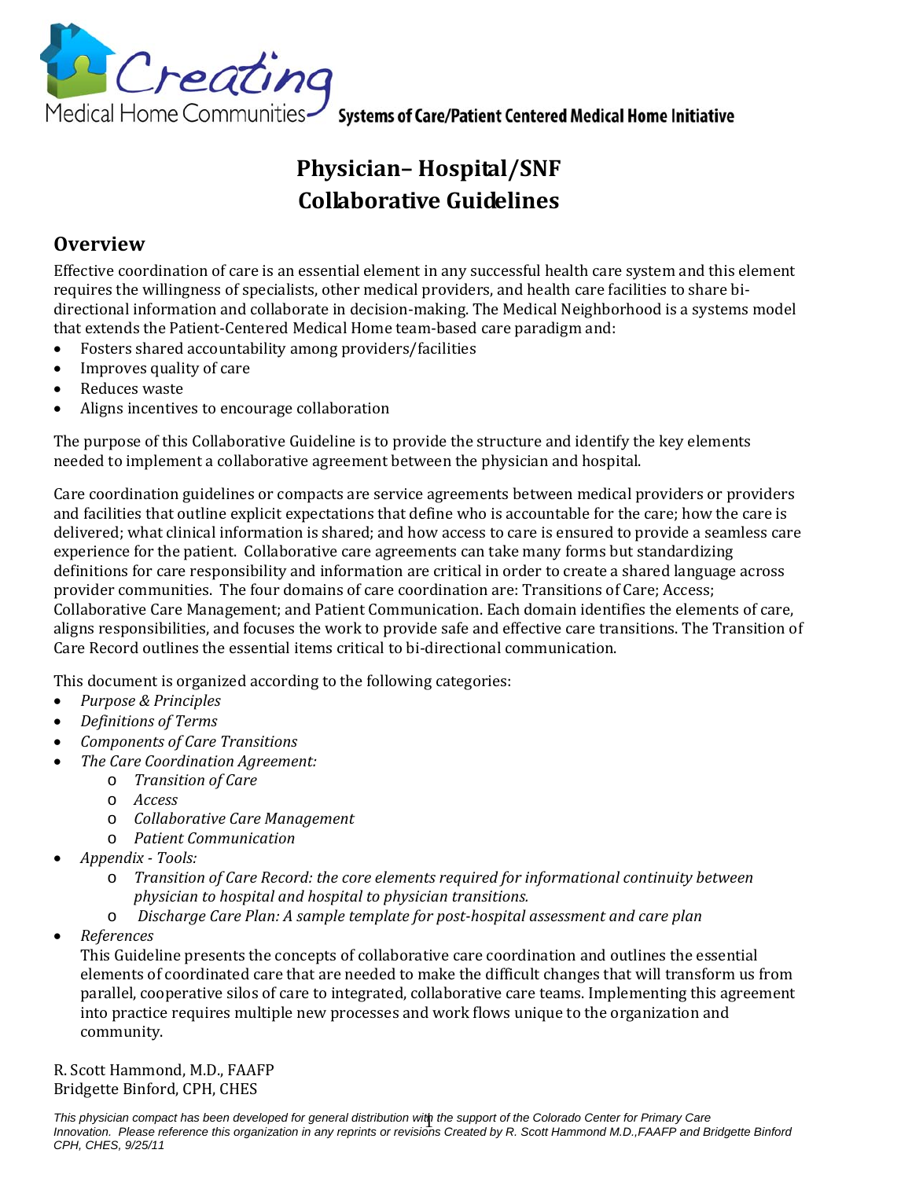Creating Medical Home Communities **Systems of Care/Patient Centered Medical Home Initiative**

# Physician– Hospital/SNF Collaborative Guidelines

## Overview

Effective coordination of care is an essential element in any successful health care system and this element requires the willingness of specialists, other medical providers, and health care facilities to share bi-directional information and collaborate in decision-making. The Medical Neighborhood is a systems model that extends the Patient-Centered Medical Home team-based care paradigm and:

- Fosters shared accountability among providers/facilities
- Improves quality of care
- Reduces waste
- Aligns incentives to encourage collaboration

The purpose of this Collaborative Guideline is to provide the structure and identify the key elements needed to implement a collaborative agreement between the physician and hospital.

Care coordination guidelines or compacts are service agreements between medical providers or providers and facilities that outline explicit expectations that define who is accountable for the care; how the care is delivered; what clinical information is shared; and how access to care is ensured to provide a seamless care experience for the patient. Collaborative care agreements can take many forms but standardizing definitions for care responsibility and information are critical in order to create a shared language across provider communities. The four domains of care coordination are: Transitions of Care; Access; Collaborative Care Management; and Patient Communication. Each domain identifies the elements of care, aligns responsibilities, and focuses the work to provide safe and effective care transitions. The Transition of Care Record outlines the essential items critical to bi-directional communication.

This document is organized according to the following categories:

- *Purpose & Principles*
- *Definitions of Terms*
- *Components of Care Transitions*
- *The Care Coordination Agreement:*
  - *Transition of Care*
  - *Access*
  - *Collaborative Care Management*
  - *Patient Communication*
- *Appendix - Tools:*
  - *Transition of Care Record: the core elements required for informational continuity between physician to hospital and hospital to physician transitions.*
  - *Discharge Care Plan: A sample template for post-hospital assessment and care plan*
- *References*

  This Guideline presents the concepts of collaborative care coordination and outlines the essential elements of coordinated care that are needed to make the difficult changes that will transform us from parallel, cooperative silos of care to integrated, collaborative care teams. Implementing this agreement into practice requires multiple new processes and work flows unique to the organization and community.

R. Scott Hammond, M.D., FAAFP
Bridgette Binford, CPH, CHES

*This physician compact has been developed for general distribution with the support of the Colorado Center for Primary Care Innovation. Please reference this organization in any reprints or revisions Created by R. Scott Hammond M.D.,FAAFP and Bridgette Binford CPH, CHES, 9/25/11*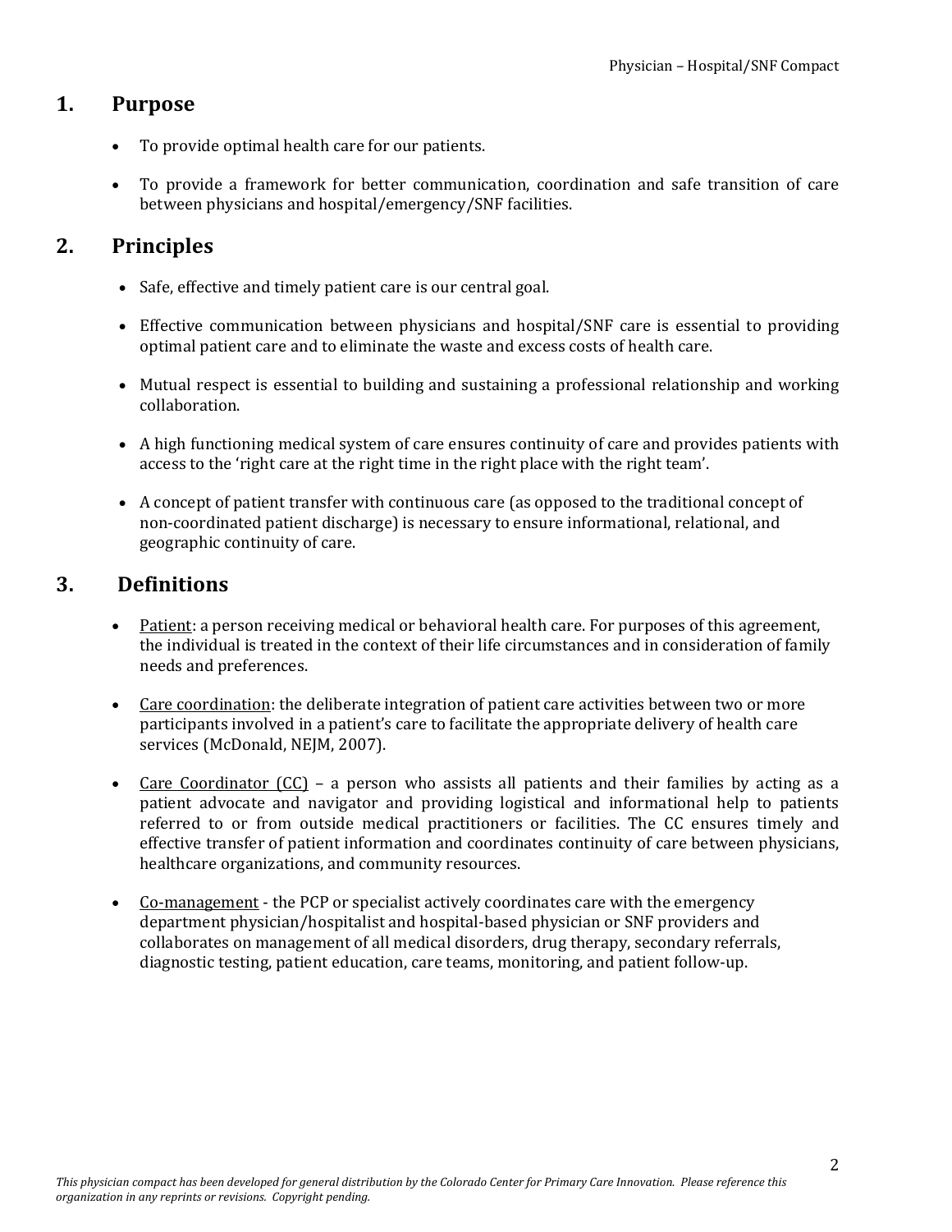## 1. Purpose

- To provide optimal health care for our patients.
- To provide a framework for better communication, coordination and safe transition of care between physicians and hospital/emergency/SNF facilities.

## 2. Principles

- Safe, effective and timely patient care is our central goal.
- Effective communication between physicians and hospital/SNF care is essential to providing optimal patient care and to eliminate the waste and excess costs of health care.
- Mutual respect is essential to building and sustaining a professional relationship and working collaboration.
- A high functioning medical system of care ensures continuity of care and provides patients with access to the 'right care at the right time in the right place with the right team'.
- A concept of patient transfer with continuous care (as opposed to the traditional concept of non-coordinated patient discharge) is necessary to ensure informational, relational, and geographic continuity of care.

## 3. Definitions

- Patient: a person receiving medical or behavioral health care. For purposes of this agreement, the individual is treated in the context of their life circumstances and in consideration of family needs and preferences.
- Care coordination: the deliberate integration of patient care activities between two or more participants involved in a patient's care to facilitate the appropriate delivery of health care services (McDonald, NEJM, 2007).
- Care Coordinator (CC) – a person who assists all patients and their families by acting as a patient advocate and navigator and providing logistical and informational help to patients referred to or from outside medical practitioners or facilities. The CC ensures timely and effective transfer of patient information and coordinates continuity of care between physicians, healthcare organizations, and community resources.
- Co-management - the PCP or specialist actively coordinates care with the emergency department physician/hospitalist and hospital-based physician or SNF providers and collaborates on management of all medical disorders, drug therapy, secondary referrals, diagnostic testing, patient education, care teams, monitoring, and patient follow-up.

*This physician compact has been developed for general distribution by the Colorado Center for Primary Care Innovation. Please reference this organization in any reprints or revisions. Copyright pending.*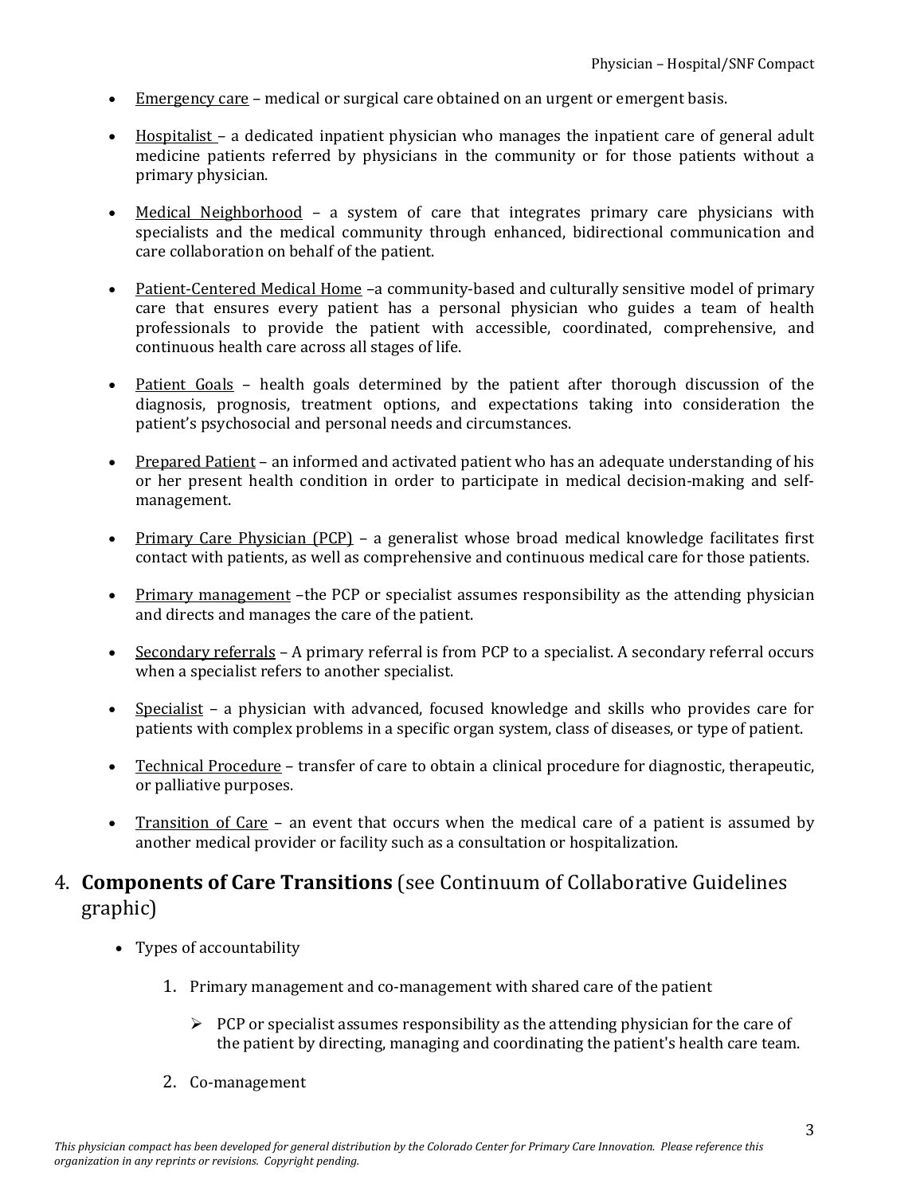- Emergency care – medical or surgical care obtained on an urgent or emergent basis.

- Hospitalist – a dedicated inpatient physician who manages the inpatient care of general adult medicine patients referred by physicians in the community or for those patients without a primary physician.

- Medical Neighborhood – a system of care that integrates primary care physicians with specialists and the medical community through enhanced, bidirectional communication and care collaboration on behalf of the patient.

- Patient-Centered Medical Home –a community-based and culturally sensitive model of primary care that ensures every patient has a personal physician who guides a team of health professionals to provide the patient with accessible, coordinated, comprehensive, and continuous health care across all stages of life.

- Patient Goals – health goals determined by the patient after thorough discussion of the diagnosis, prognosis, treatment options, and expectations taking into consideration the patient's psychosocial and personal needs and circumstances.

- Prepared Patient – an informed and activated patient who has an adequate understanding of his or her present health condition in order to participate in medical decision-making and self-management.

- Primary Care Physician (PCP) – a generalist whose broad medical knowledge facilitates first contact with patients, as well as comprehensive and continuous medical care for those patients.

- Primary management –the PCP or specialist assumes responsibility as the attending physician and directs and manages the care of the patient.

- Secondary referrals – A primary referral is from PCP to a specialist. A secondary referral occurs when a specialist refers to another specialist.

- Specialist – a physician with advanced, focused knowledge and skills who provides care for patients with complex problems in a specific organ system, class of diseases, or type of patient.

- Technical Procedure – transfer of care to obtain a clinical procedure for diagnostic, therapeutic, or palliative purposes.

- Transition of Care – an event that occurs when the medical care of a patient is assumed by another medical provider or facility such as a consultation or hospitalization.

## 4. **Components of Care Transitions** (see Continuum of Collaborative Guidelines graphic)

- Types of accountability

  1. Primary management and co-management with shared care of the patient

     - PCP or specialist assumes responsibility as the attending physician for the care of the patient by directing, managing and coordinating the patient's health care team.

  2. Co-management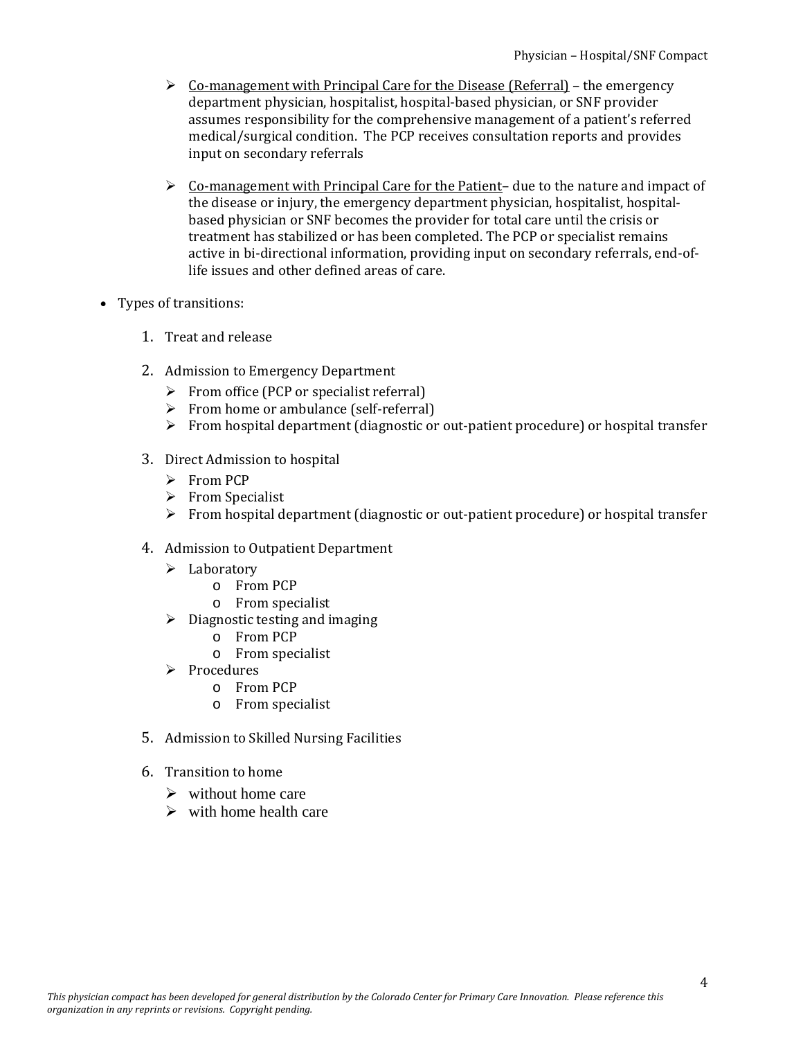- <u>Co-management with Principal Care for the Disease (Referral)</u> – the emergency department physician, hospitalist, hospital-based physician, or SNF provider assumes responsibility for the comprehensive management of a patient's referred medical/surgical condition. The PCP receives consultation reports and provides input on secondary referrals

- <u>Co-management with Principal Care for the Patient</u>– due to the nature and impact of the disease or injury, the emergency department physician, hospitalist, hospital-based physician or SNF becomes the provider for total care until the crisis or treatment has stabilized or has been completed. The PCP or specialist remains active in bi-directional information, providing input on secondary referrals, end-of-life issues and other defined areas of care.

- Types of transitions:

  1. Treat and release

  2. Admission to Emergency Department
     - From office (PCP or specialist referral)
     - From home or ambulance (self-referral)
     - From hospital department (diagnostic or out-patient procedure) or hospital transfer

  3. Direct Admission to hospital
     - From PCP
     - From Specialist
     - From hospital department (diagnostic or out-patient procedure) or hospital transfer

  4. Admission to Outpatient Department
     - Laboratory
       - From PCP
       - From specialist
     - Diagnostic testing and imaging
       - From PCP
       - From specialist
     - Procedures
       - From PCP
       - From specialist

  5. Admission to Skilled Nursing Facilities

  6. Transition to home
     - without home care
     - with home health care

*This physician compact has been developed for general distribution by the Colorado Center for Primary Care Innovation. Please reference this organization in any reprints or revisions. Copyright pending.*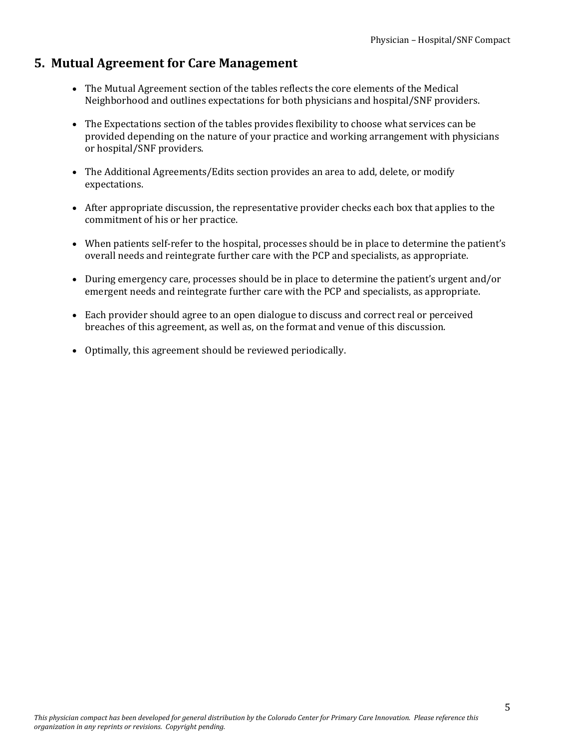## 5. Mutual Agreement for Care Management

- The Mutual Agreement section of the tables reflects the core elements of the Medical Neighborhood and outlines expectations for both physicians and hospital/SNF providers.
- The Expectations section of the tables provides flexibility to choose what services can be provided depending on the nature of your practice and working arrangement with physicians or hospital/SNF providers.
- The Additional Agreements/Edits section provides an area to add, delete, or modify expectations.
- After appropriate discussion, the representative provider checks each box that applies to the commitment of his or her practice.
- When patients self-refer to the hospital, processes should be in place to determine the patient's overall needs and reintegrate further care with the PCP and specialists, as appropriate.
- During emergency care, processes should be in place to determine the patient's urgent and/or emergent needs and reintegrate further care with the PCP and specialists, as appropriate.
- Each provider should agree to an open dialogue to discuss and correct real or perceived breaches of this agreement, as well as, on the format and venue of this discussion.
- Optimally, this agreement should be reviewed periodically.

*This physician compact has been developed for general distribution by the Colorado Center for Primary Care Innovation. Please reference this organization in any reprints or revisions. Copyright pending.*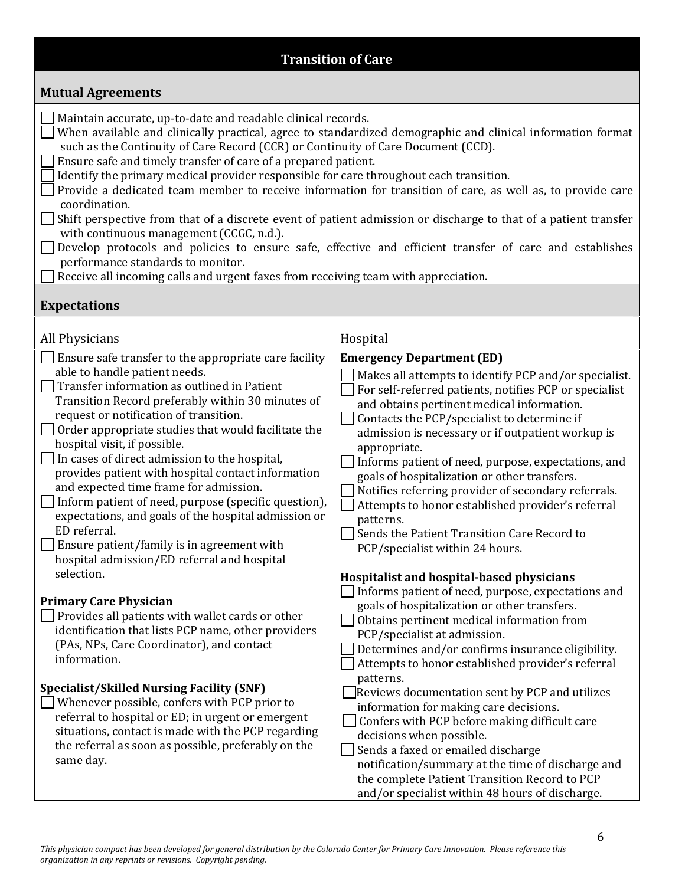## Transition of Care

### Mutual Agreements

- ☐ Maintain accurate, up-to-date and readable clinical records.
- ☐ When available and clinically practical, agree to standardized demographic and clinical information format such as the Continuity of Care Record (CCR) or Continuity of Care Document (CCD).
- ☐ Ensure safe and timely transfer of care of a prepared patient.
- ☐ Identify the primary medical provider responsible for care throughout each transition.
- ☐ Provide a dedicated team member to receive information for transition of care, as well as, to provide care coordination.
- ☐ Shift perspective from that of a discrete event of patient admission or discharge to that of a patient transfer with continuous management (CCGC, n.d.).
- ☐ Develop protocols and policies to ensure safe, effective and efficient transfer of care and establishes performance standards to monitor.
- ☐ Receive all incoming calls and urgent faxes from receiving team with appreciation.

### Expectations

| All Physicians | Hospital |
|---|---|
| ☐ Ensure safe transfer to the appropriate care facility able to handle patient needs.<br>☐ Transfer information as outlined in Patient Transition Record preferably within 30 minutes of request or notification of transition.<br>☐ Order appropriate studies that would facilitate the hospital visit, if possible.<br>☐ In cases of direct admission to the hospital, provides patient with hospital contact information and expected time frame for admission.<br>☐ Inform patient of need, purpose (specific question), expectations, and goals of the hospital admission or ED referral.<br>☐ Ensure patient/family is in agreement with hospital admission/ED referral and hospital selection.<br><br>**Primary Care Physician**<br>☐ Provides all patients with wallet cards or other identification that lists PCP name, other providers (PAs, NPs, Care Coordinator), and contact information.<br><br>**Specialist/Skilled Nursing Facility (SNF)**<br>☐ Whenever possible, confers with PCP prior to referral to hospital or ED; in urgent or emergent situations, contact is made with the PCP regarding the referral as soon as possible, preferably on the same day. | **Emergency Department (ED)**<br>☐ Makes all attempts to identify PCP and/or specialist.<br>☐ For self-referred patients, notifies PCP or specialist and obtains pertinent medical information.<br>☐ Contacts the PCP/specialist to determine if admission is necessary or if outpatient workup is appropriate.<br>☐ Informs patient of need, purpose, expectations, and goals of hospitalization or other transfers.<br>☐ Notifies referring provider of secondary referrals.<br>☐ Attempts to honor established provider's referral patterns.<br>☐ Sends the Patient Transition Care Record to PCP/specialist within 24 hours.<br><br>**Hospitalist and hospital-based physicians**<br>☐ Informs patient of need, purpose, expectations and goals of hospitalization or other transfers.<br>☐ Obtains pertinent medical information from PCP/specialist at admission.<br>☐ Determines and/or confirms insurance eligibility.<br>☐ Attempts to honor established provider's referral patterns.<br>☐ Reviews documentation sent by PCP and utilizes information for making care decisions.<br>☐ Confers with PCP before making difficult care decisions when possible.<br>☐ Sends a faxed or emailed discharge notification/summary at the time of discharge and the complete Patient Transition Record to PCP and/or specialist within 48 hours of discharge. |

*This physician compact has been developed for general distribution by the Colorado Center for Primary Care Innovation. Please reference this organization in any reprints or revisions. Copyright pending.*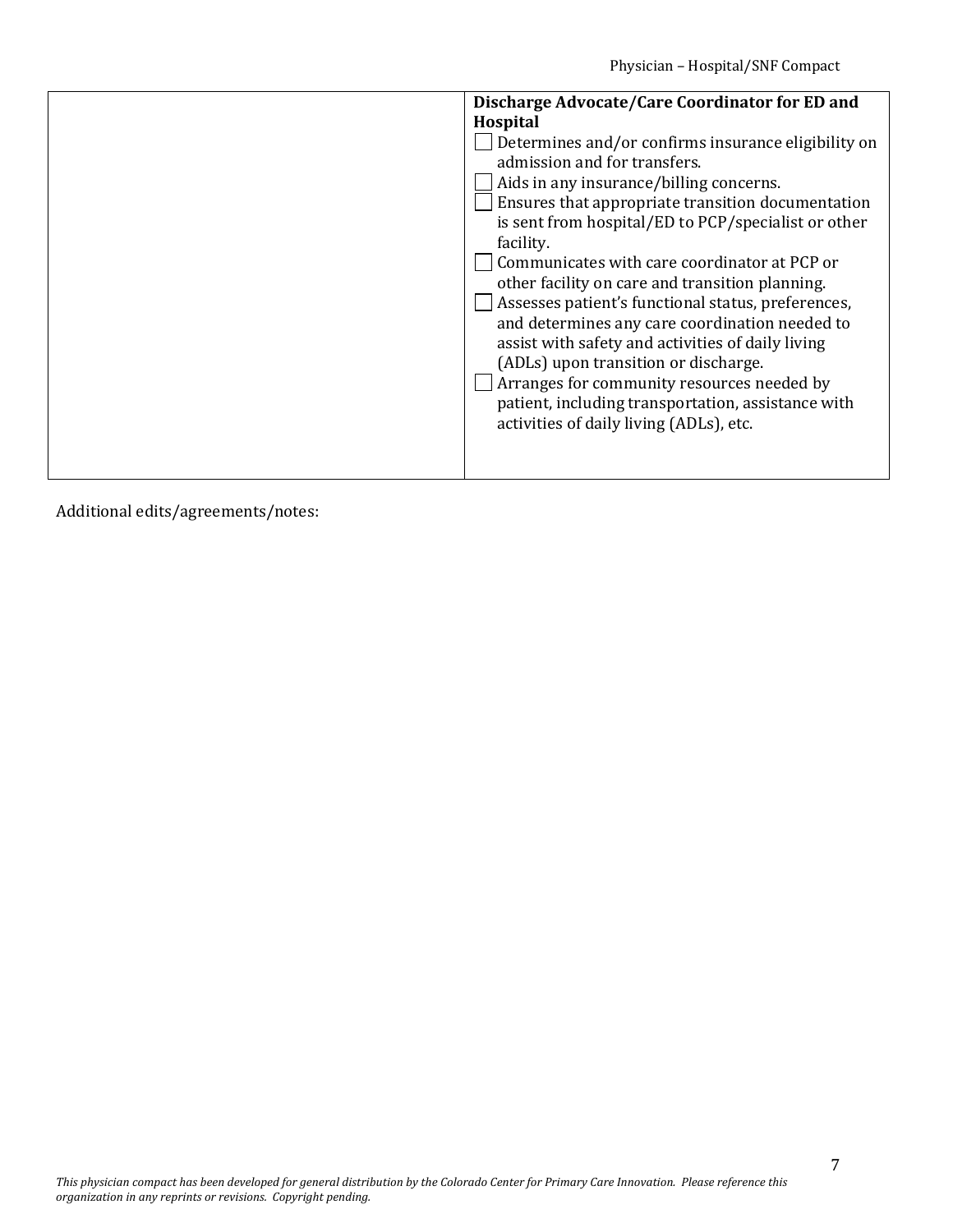| | **Discharge Advocate/Care Coordinator for ED and Hospital**<br>☐ Determines and/or confirms insurance eligibility on admission and for transfers.<br>☐ Aids in any insurance/billing concerns.<br>☐ Ensures that appropriate transition documentation is sent from hospital/ED to PCP/specialist or other facility.<br>☐ Communicates with care coordinator at PCP or other facility on care and transition planning.<br>☐ Assesses patient's functional status, preferences, and determines any care coordination needed to assist with safety and activities of daily living (ADLs) upon transition or discharge.<br>☐ Arranges for community resources needed by patient, including transportation, assistance with activities of daily living (ADLs), etc. |
|---|---|

Additional edits/agreements/notes:

*This physician compact has been developed for general distribution by the Colorado Center for Primary Care Innovation. Please reference this organization in any reprints or revisions. Copyright pending.*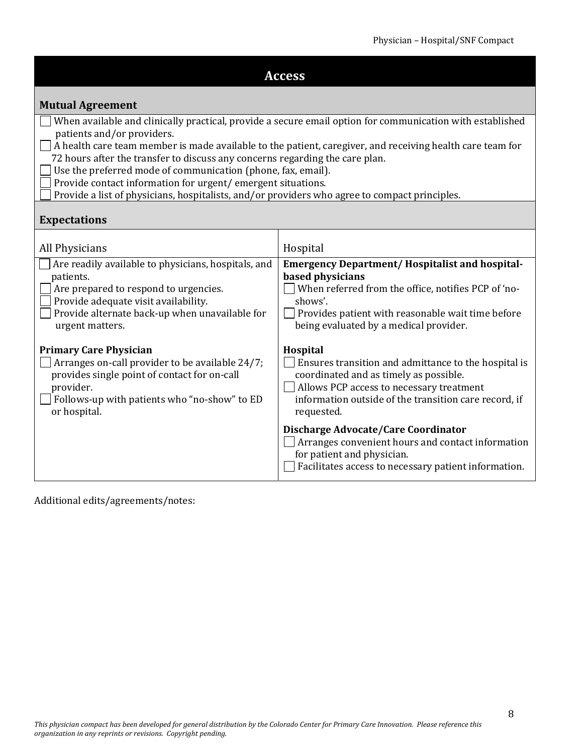## Access

### Mutual Agreement

- ☐ When available and clinically practical, provide a secure email option for communication with established patients and/or providers.
- ☐ A health care team member is made available to the patient, caregiver, and receiving health care team for 72 hours after the transfer to discuss any concerns regarding the care plan.
- ☐ Use the preferred mode of communication (phone, fax, email).
- ☐ Provide contact information for urgent/ emergent situations.
- ☐ Provide a list of physicians, hospitalists, and/or providers who agree to compact principles.

### Expectations

| All Physicians | Hospital |
| --- | --- |
| ☐ Are readily available to physicians, hospitals, and patients.<br>☐ Are prepared to respond to urgencies.<br>☐ Provide adequate visit availability.<br>☐ Provide alternate back-up when unavailable for urgent matters. | **Emergency Department/ Hospitalist and hospital-based physicians**<br>☐ When referred from the office, notifies PCP of 'no-shows'.<br>☐ Provides patient with reasonable wait time before being evaluated by a medical provider. |
| **Primary Care Physician**<br>☐ Arranges on-call provider to be available 24/7; provides single point of contact for on-call provider.<br>☐ Follows-up with patients who "no-show" to ED or hospital. | **Hospital**<br>☐ Ensures transition and admittance to the hospital is coordinated and as timely as possible.<br>☐ Allows PCP access to necessary treatment information outside of the transition care record, if requested.<br><br>**Discharge Advocate/Care Coordinator**<br>☐ Arranges convenient hours and contact information for patient and physician.<br>☐ Facilitates access to necessary patient information. |

Additional edits/agreements/notes:

*This physician compact has been developed for general distribution by the Colorado Center for Primary Care Innovation. Please reference this organization in any reprints or revisions. Copyright pending.*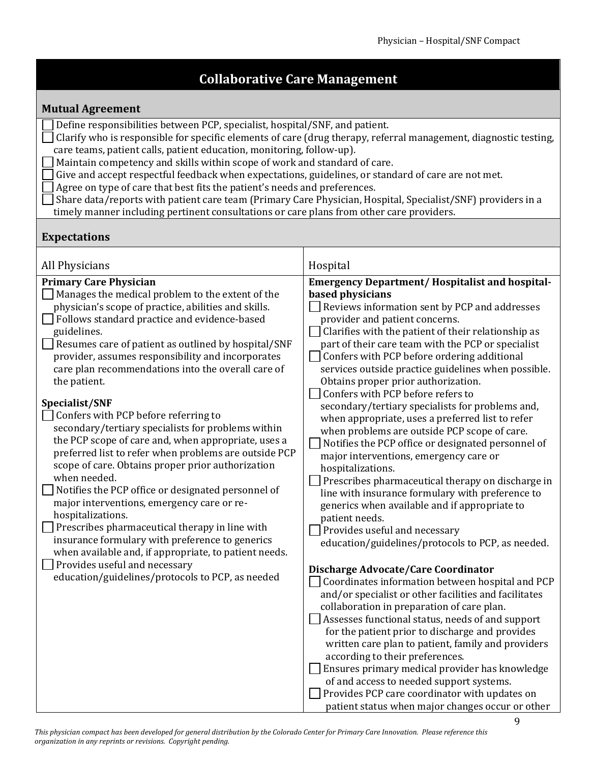## Collaborative Care Management

### Mutual Agreement

- ☐ Define responsibilities between PCP, specialist, hospital/SNF, and patient.
- ☐ Clarify who is responsible for specific elements of care (drug therapy, referral management, diagnostic testing, care teams, patient calls, patient education, monitoring, follow-up).
- ☐ Maintain competency and skills within scope of work and standard of care.
- ☐ Give and accept respectful feedback when expectations, guidelines, or standard of care are not met.
- ☐ Agree on type of care that best fits the patient's needs and preferences.
- ☐ Share data/reports with patient care team (Primary Care Physician, Hospital, Specialist/SNF) providers in a timely manner including pertinent consultations or care plans from other care providers.

### Expectations

| All Physicians | Hospital |
|---|---|
| **Primary Care Physician**<br>☐ Manages the medical problem to the extent of the physician's scope of practice, abilities and skills.<br>☐ Follows standard practice and evidence-based guidelines.<br>☐ Resumes care of patient as outlined by hospital/SNF provider, assumes responsibility and incorporates care plan recommendations into the overall care of the patient.<br><br>**Specialist/SNF**<br>☐ Confers with PCP before referring to secondary/tertiary specialists for problems within the PCP scope of care and, when appropriate, uses a preferred list to refer when problems are outside PCP scope of care. Obtains proper prior authorization when needed.<br>☐ Notifies the PCP office or designated personnel of major interventions, emergency care or re-hospitalizations.<br>☐ Prescribes pharmaceutical therapy in line with insurance formulary with preference to generics when available and, if appropriate, to patient needs.<br>☐ Provides useful and necessary education/guidelines/protocols to PCP, as needed | **Emergency Department/ Hospitalist and hospital-based physicians**<br>☐ Reviews information sent by PCP and addresses provider and patient concerns.<br>☐ Clarifies with the patient of their relationship as part of their care team with the PCP or specialist<br>☐ Confers with PCP before ordering additional services outside practice guidelines when possible. Obtains proper prior authorization.<br>☐ Confers with PCP before refers to secondary/tertiary specialists for problems and, when appropriate, uses a preferred list to refer when problems are outside PCP scope of care.<br>☐ Notifies the PCP office or designated personnel of major interventions, emergency care or hospitalizations.<br>☐ Prescribes pharmaceutical therapy on discharge in line with insurance formulary with preference to generics when available and if appropriate to patient needs.<br>☐ Provides useful and necessary education/guidelines/protocols to PCP, as needed.<br><br>**Discharge Advocate/Care Coordinator**<br>☐ Coordinates information between hospital and PCP and/or specialist or other facilities and facilitates collaboration in preparation of care plan.<br>☐ Assesses functional status, needs of and support for the patient prior to discharge and provides written care plan to patient, family and providers according to their preferences.<br>☐ Ensures primary medical provider has knowledge of and access to needed support systems.<br>☐ Provides PCP care coordinator with updates on patient status when major changes occur or other |

*This physician compact has been developed for general distribution by the Colorado Center for Primary Care Innovation. Please reference this organization in any reprints or revisions. Copyright pending.*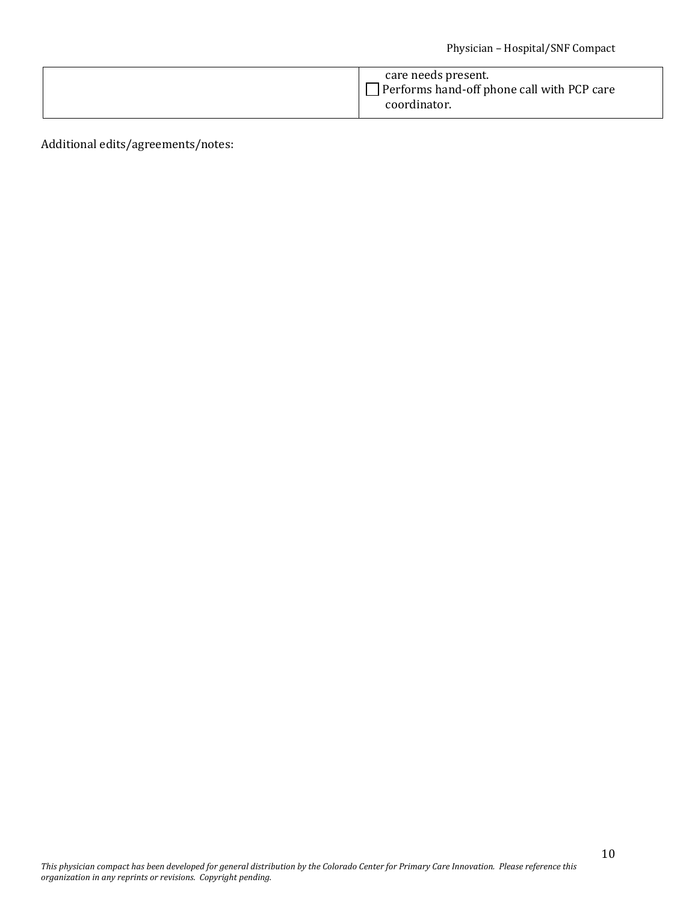|  |  |
| --- | --- |
|  | care needs present.<br>☐ Performs hand-off phone call with PCP care coordinator. |

Additional edits/agreements/notes:

*This physician compact has been developed for general distribution by the Colorado Center for Primary Care Innovation. Please reference this organization in any reprints or revisions. Copyright pending.*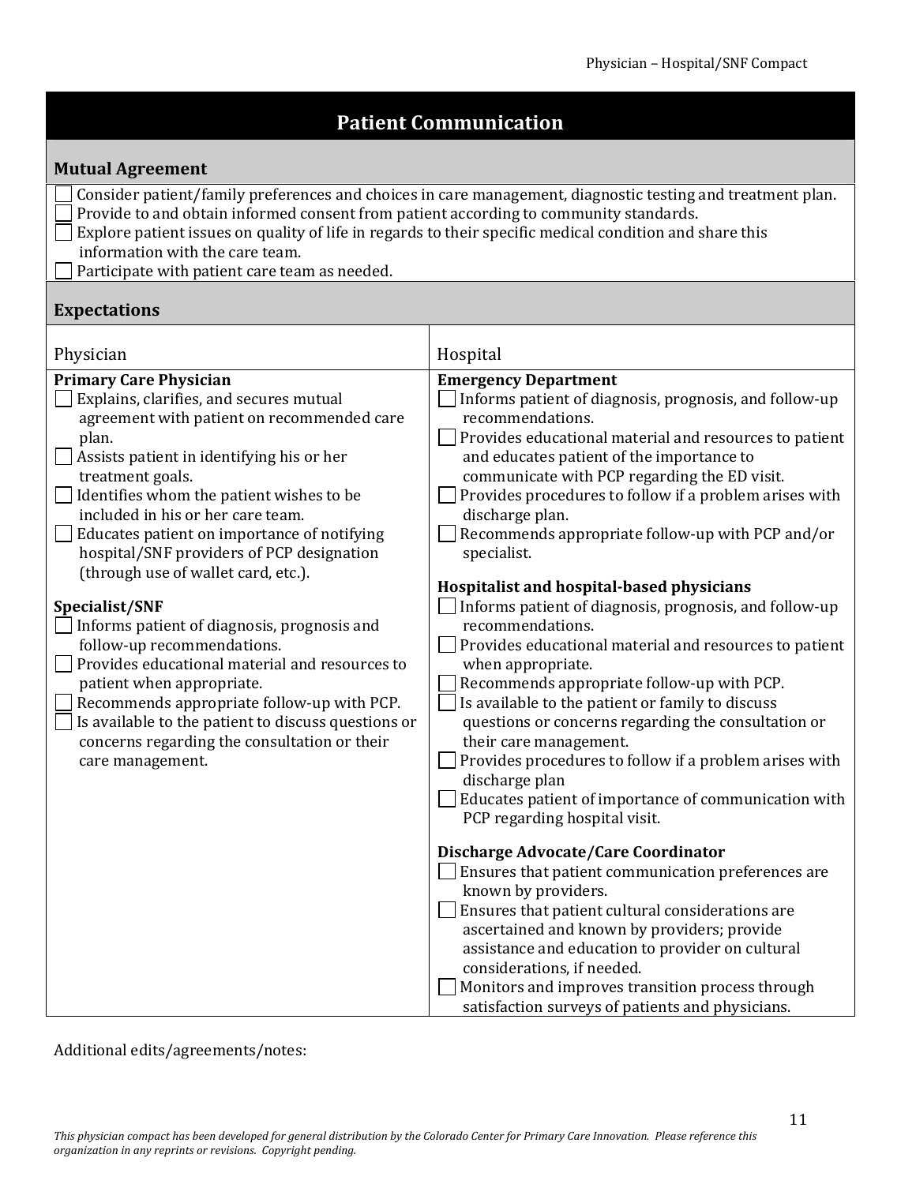## Patient Communication

### Mutual Agreement

- ☐ Consider patient/family preferences and choices in care management, diagnostic testing and treatment plan.
- ☐ Provide to and obtain informed consent from patient according to community standards.
- ☐ Explore patient issues on quality of life in regards to their specific medical condition and share this information with the care team.
- ☐ Participate with patient care team as needed.

### Expectations

| Physician | Hospital |
|---|---|
| **Primary Care Physician**<br>☐ Explains, clarifies, and secures mutual agreement with patient on recommended care plan.<br>☐ Assists patient in identifying his or her treatment goals.<br>☐ Identifies whom the patient wishes to be included in his or her care team.<br>☐ Educates patient on importance of notifying hospital/SNF providers of PCP designation (through use of wallet card, etc.).<br><br>**Specialist/SNF**<br>☐ Informs patient of diagnosis, prognosis and follow-up recommendations.<br>☐ Provides educational material and resources to patient when appropriate.<br>☐ Recommends appropriate follow-up with PCP.<br>☐ Is available to the patient to discuss questions or concerns regarding the consultation or their care management. | **Emergency Department**<br>☐ Informs patient of diagnosis, prognosis, and follow-up recommendations.<br>☐ Provides educational material and resources to patient and educates patient of the importance to communicate with PCP regarding the ED visit.<br>☐ Provides procedures to follow if a problem arises with discharge plan.<br>☐ Recommends appropriate follow-up with PCP and/or specialist.<br><br>**Hospitalist and hospital-based physicians**<br>☐ Informs patient of diagnosis, prognosis, and follow-up recommendations.<br>☐ Provides educational material and resources to patient when appropriate.<br>☐ Recommends appropriate follow-up with PCP.<br>☐ Is available to the patient or family to discuss questions or concerns regarding the consultation or their care management.<br>☐ Provides procedures to follow if a problem arises with discharge plan<br>☐ Educates patient of importance of communication with PCP regarding hospital visit.<br><br>**Discharge Advocate/Care Coordinator**<br>☐ Ensures that patient communication preferences are known by providers.<br>☐ Ensures that patient cultural considerations are ascertained and known by providers; provide assistance and education to provider on cultural considerations, if needed.<br>☐ Monitors and improves transition process through satisfaction surveys of patients and physicians. |

Additional edits/agreements/notes:

*This physician compact has been developed for general distribution by the Colorado Center for Primary Care Innovation. Please reference this organization in any reprints or revisions. Copyright pending.*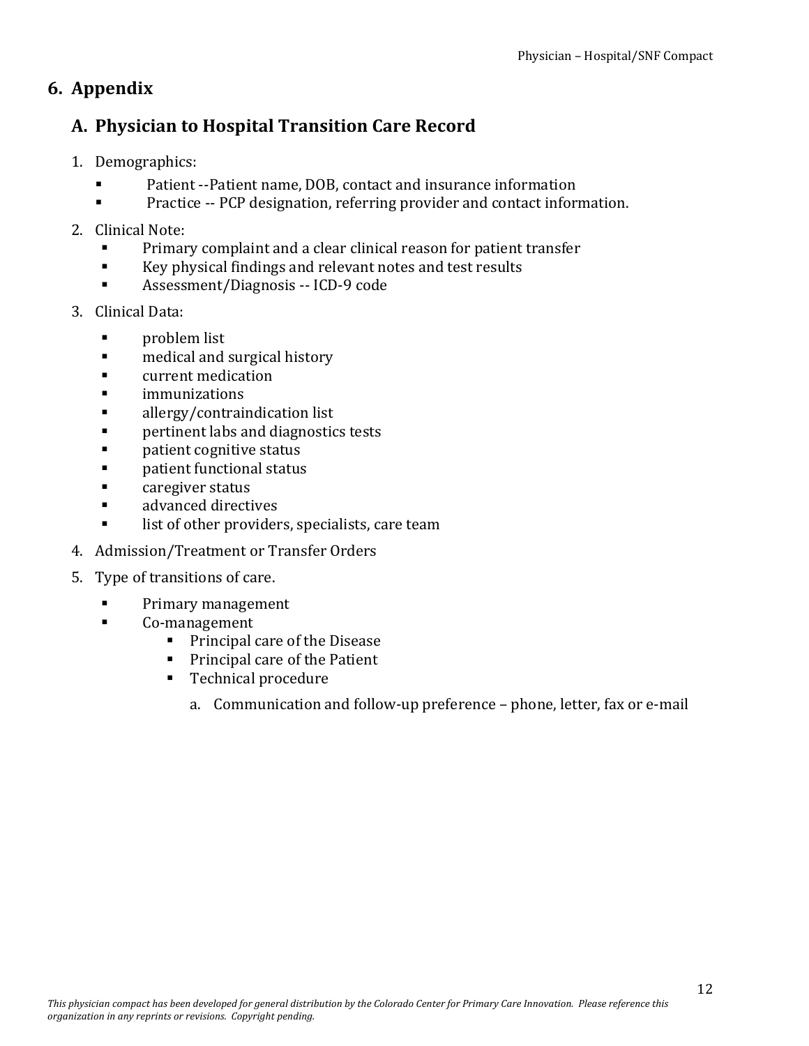## 6. Appendix

### A. Physician to Hospital Transition Care Record

1. Demographics:
   - Patient --Patient name, DOB, contact and insurance information
   - Practice -- PCP designation, referring provider and contact information.
2. Clinical Note:
   - Primary complaint and a clear clinical reason for patient transfer
   - Key physical findings and relevant notes and test results
   - Assessment/Diagnosis -- ICD-9 code
3. Clinical Data:
   - problem list
   - medical and surgical history
   - current medication
   - immunizations
   - allergy/contraindication list
   - pertinent labs and diagnostics tests
   - patient cognitive status
   - patient functional status
   - caregiver status
   - advanced directives
   - list of other providers, specialists, care team
4. Admission/Treatment or Transfer Orders
5. Type of transitions of care.
   - Primary management
   - Co-management
     - Principal care of the Disease
     - Principal care of the Patient
     - Technical procedure
       a. Communication and follow-up preference – phone, letter, fax or e-mail

*This physician compact has been developed for general distribution by the Colorado Center for Primary Care Innovation. Please reference this organization in any reprints or revisions. Copyright pending.*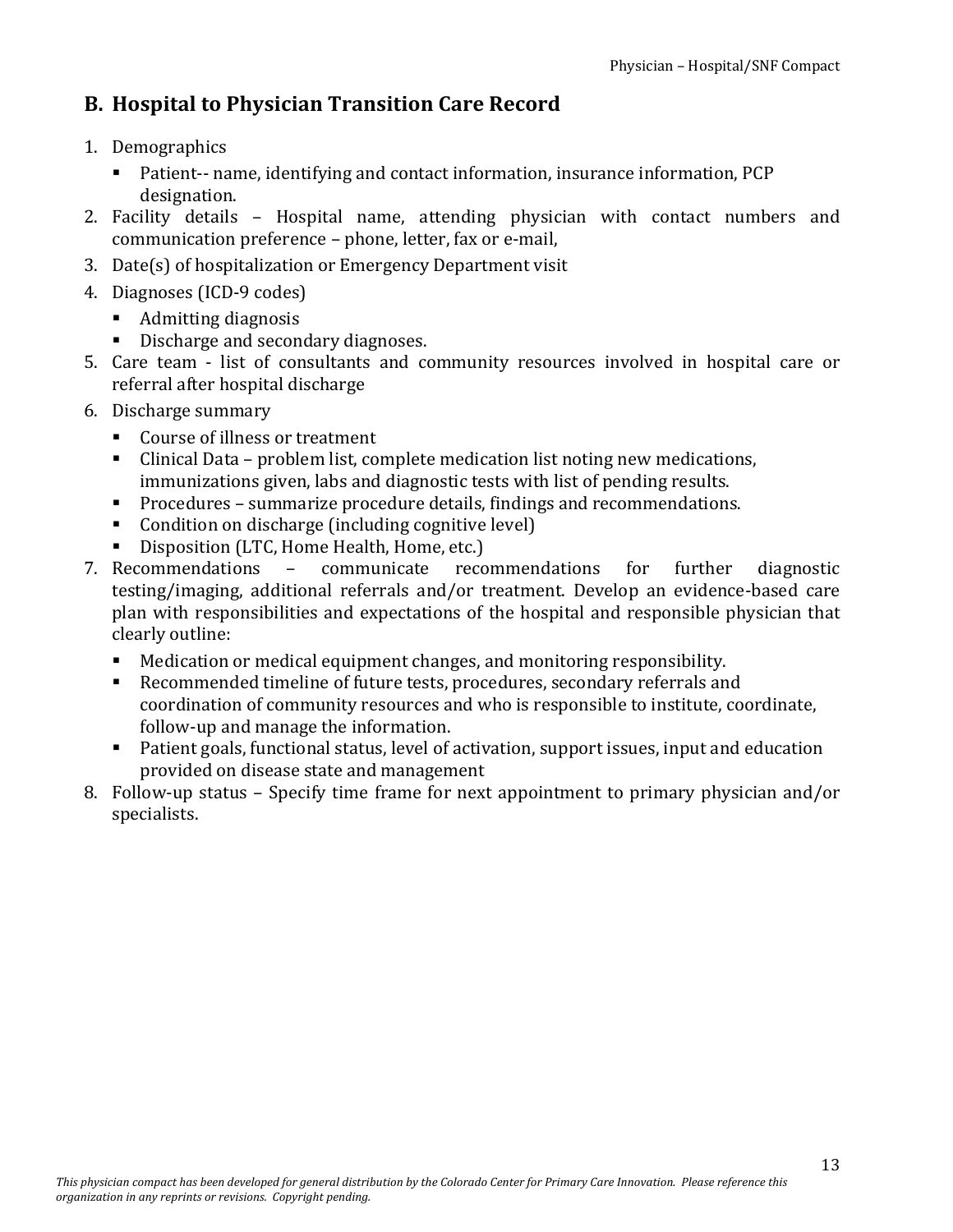## B. Hospital to Physician Transition Care Record

1. Demographics
   - Patient-- name, identifying and contact information, insurance information, PCP designation.
2. Facility details – Hospital name, attending physician with contact numbers and communication preference – phone, letter, fax or e-mail,
3. Date(s) of hospitalization or Emergency Department visit
4. Diagnoses (ICD-9 codes)
   - Admitting diagnosis
   - Discharge and secondary diagnoses.
5. Care team - list of consultants and community resources involved in hospital care or referral after hospital discharge
6. Discharge summary
   - Course of illness or treatment
   - Clinical Data – problem list, complete medication list noting new medications, immunizations given, labs and diagnostic tests with list of pending results.
   - Procedures – summarize procedure details, findings and recommendations.
   - Condition on discharge (including cognitive level)
   - Disposition (LTC, Home Health, Home, etc.)
7. Recommendations – communicate recommendations for further diagnostic testing/imaging, additional referrals and/or treatment. Develop an evidence-based care plan with responsibilities and expectations of the hospital and responsible physician that clearly outline:
   - Medication or medical equipment changes, and monitoring responsibility.
   - Recommended timeline of future tests, procedures, secondary referrals and coordination of community resources and who is responsible to institute, coordinate, follow-up and manage the information.
   - Patient goals, functional status, level of activation, support issues, input and education provided on disease state and management
8. Follow-up status – Specify time frame for next appointment to primary physician and/or specialists.

*This physician compact has been developed for general distribution by the Colorado Center for Primary Care Innovation. Please reference this organization in any reprints or revisions. Copyright pending.*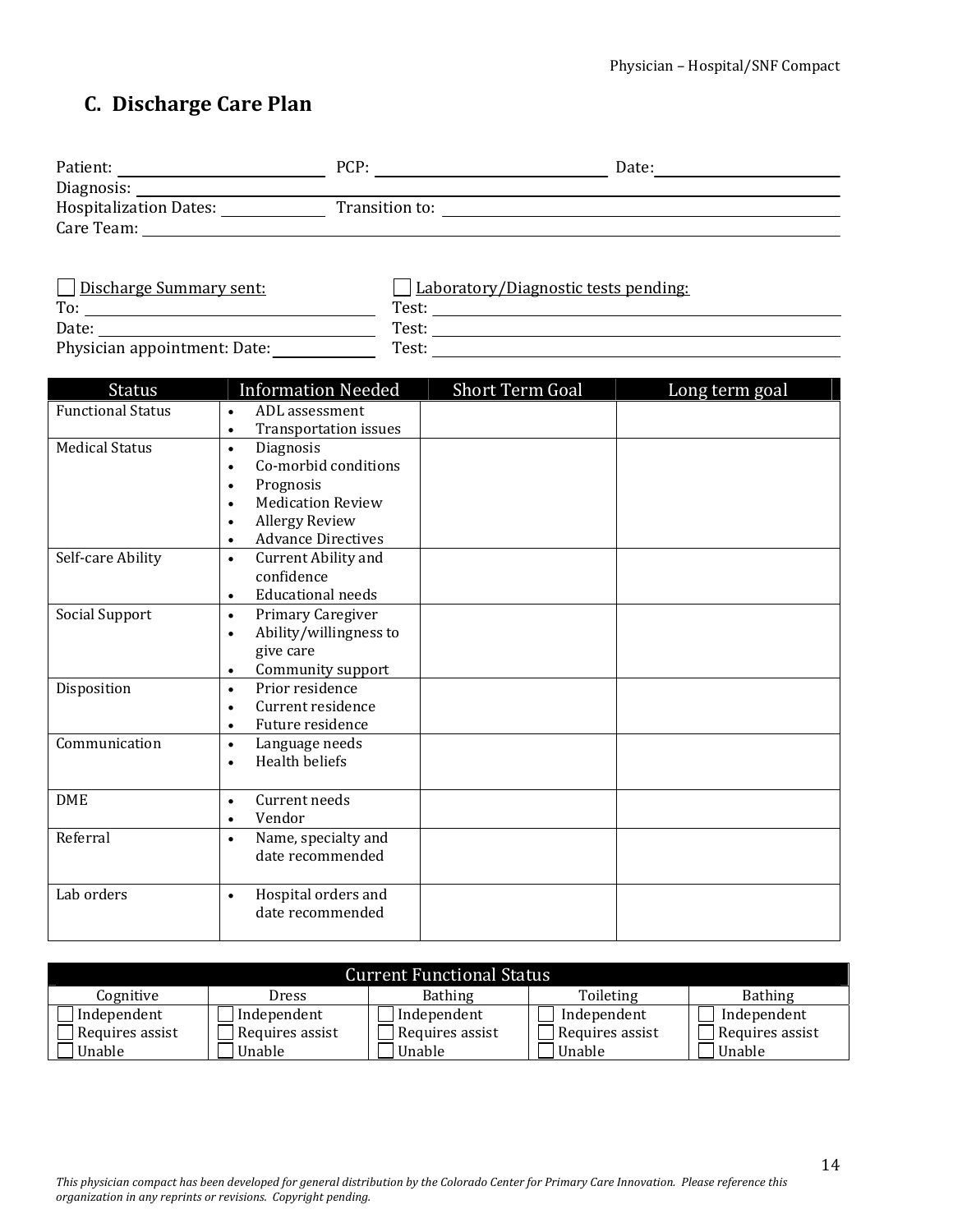## C. Discharge Care Plan

Patient: ______________________ PCP: ______________________ Date: ______________________

Diagnosis: ______________________________________________

Hospitalization Dates: __________ Transition to: ______________________________

Care Team: ______________________________________________

☐ Discharge Summary sent:

To: ______________________

Date: ______________________

Physician appointment: Date: __________

☐ Laboratory/Diagnostic tests pending:

Test: ______________________

Test: ______________________

Test: ______________________

| Status | Information Needed | Short Term Goal | Long term goal |
|---|---|---|---|
| Functional Status | • ADL assessment<br>• Transportation issues | | |
| Medical Status | • Diagnosis<br>• Co-morbid conditions<br>• Prognosis<br>• Medication Review<br>• Allergy Review<br>• Advance Directives | | |
| Self-care Ability | • Current Ability and confidence<br>• Educational needs | | |
| Social Support | • Primary Caregiver<br>• Ability/willingness to give care<br>• Community support | | |
| Disposition | • Prior residence<br>• Current residence<br>• Future residence | | |
| Communication | • Language needs<br>• Health beliefs | | |
| DME | • Current needs<br>• Vendor | | |
| Referral | • Name, specialty and date recommended | | |
| Lab orders | • Hospital orders and date recommended | | |

| Current Functional Status | | | | |
|---|---|---|---|---|
| Cognitive | Dress | Bathing | Toileting | Bathing |
| ☐ Independent<br>☐ Requires assist<br>☐ Unable | ☐ Independent<br>☐ Requires assist<br>☐ Unable | ☐ Independent<br>☐ Requires assist<br>☐ Unable | ☐ Independent<br>☐ Requires assist<br>☐ Unable | ☐ Independent<br>☐ Requires assist<br>☐ Unable |

*This physician compact has been developed for general distribution by the Colorado Center for Primary Care Innovation. Please reference this organization in any reprints or revisions. Copyright pending.*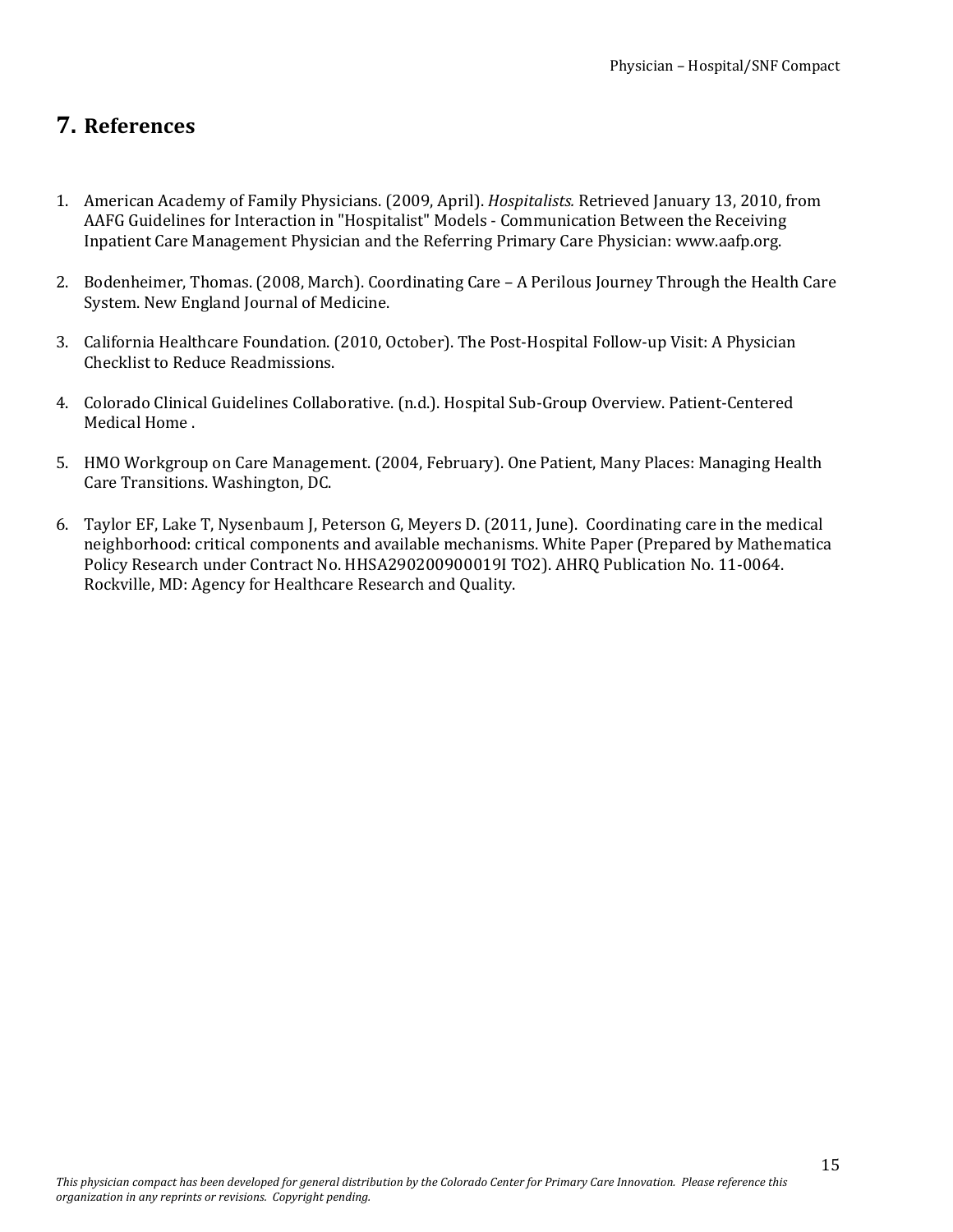## 7. References

1. American Academy of Family Physicians. (2009, April). *Hospitalists.* Retrieved January 13, 2010, from AAFG Guidelines for Interaction in "Hospitalist" Models - Communication Between the Receiving Inpatient Care Management Physician and the Referring Primary Care Physician: www.aafp.org.

2. Bodenheimer, Thomas. (2008, March). Coordinating Care – A Perilous Journey Through the Health Care System. New England Journal of Medicine.

3. California Healthcare Foundation. (2010, October). The Post-Hospital Follow-up Visit: A Physician Checklist to Reduce Readmissions.

4. Colorado Clinical Guidelines Collaborative. (n.d.). Hospital Sub-Group Overview. Patient-Centered Medical Home .

5. HMO Workgroup on Care Management. (2004, February). One Patient, Many Places: Managing Health Care Transitions. Washington, DC.

6. Taylor EF, Lake T, Nysenbaum J, Peterson G, Meyers D. (2011, June). Coordinating care in the medical neighborhood: critical components and available mechanisms. White Paper (Prepared by Mathematica Policy Research under Contract No. HHSA290200900019I TO2). AHRQ Publication No. 11-0064. Rockville, MD: Agency for Healthcare Research and Quality.

*This physician compact has been developed for general distribution by the Colorado Center for Primary Care Innovation. Please reference this organization in any reprints or revisions. Copyright pending.*